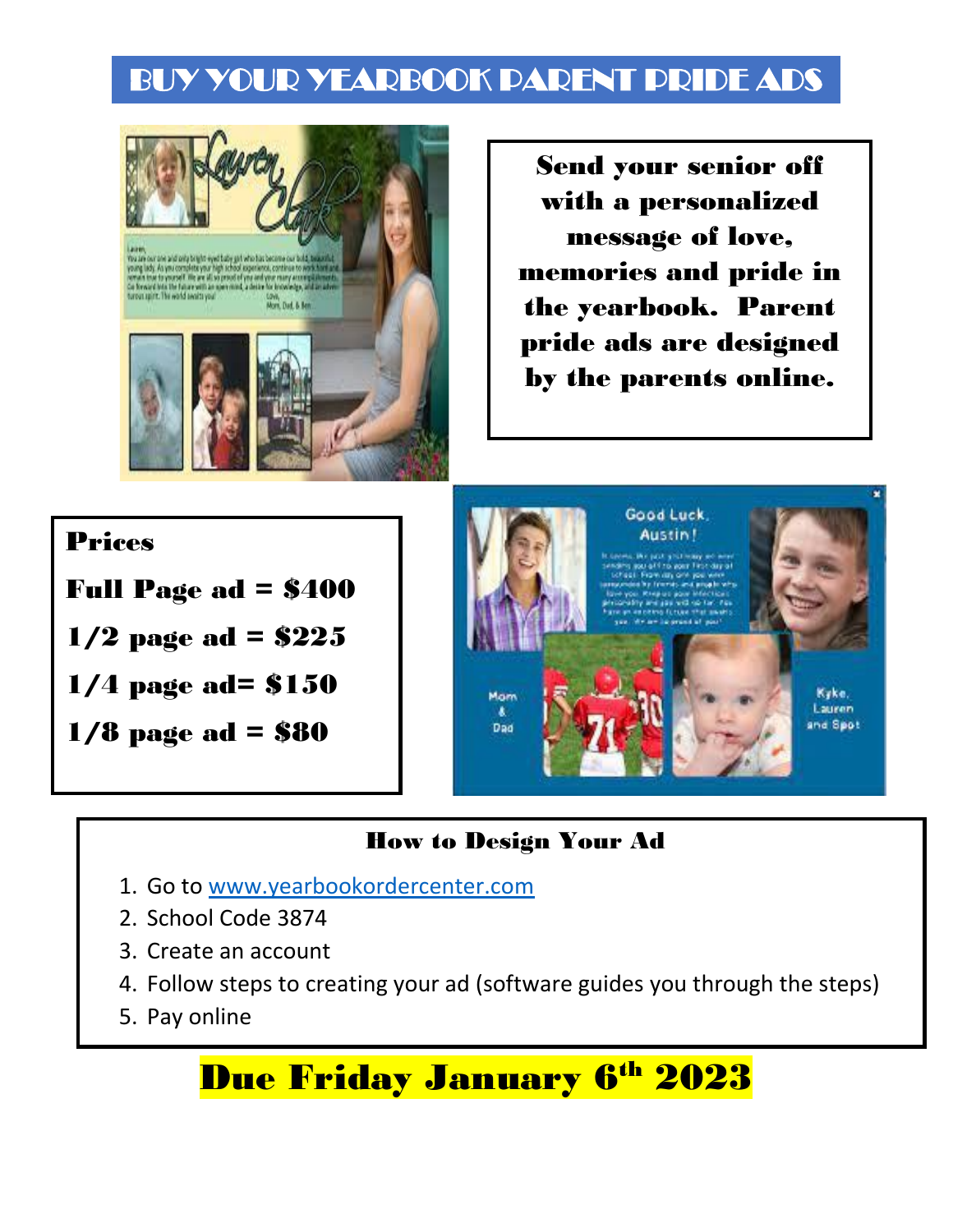# BUY YOUR YEARBOOK PARENT PRIDE ADS

**Send your senior off with a personalized message of love, memories and pride in the yearbook. Parent pride ads are designed by the parents online.**

**Prices**

**Full Page ad = $400**

**1/2 page ad = $225**

**1/4 page ad= $150**

**1/8 page ad = $80**

## How to Design Your Ad

1. Go to www.yearbookordercenter.com
2. School Code 3874
3. Create an account
4. Follow steps to creating your ad (software guides you through the steps)
5. Pay online

## Due Friday January 6th 2023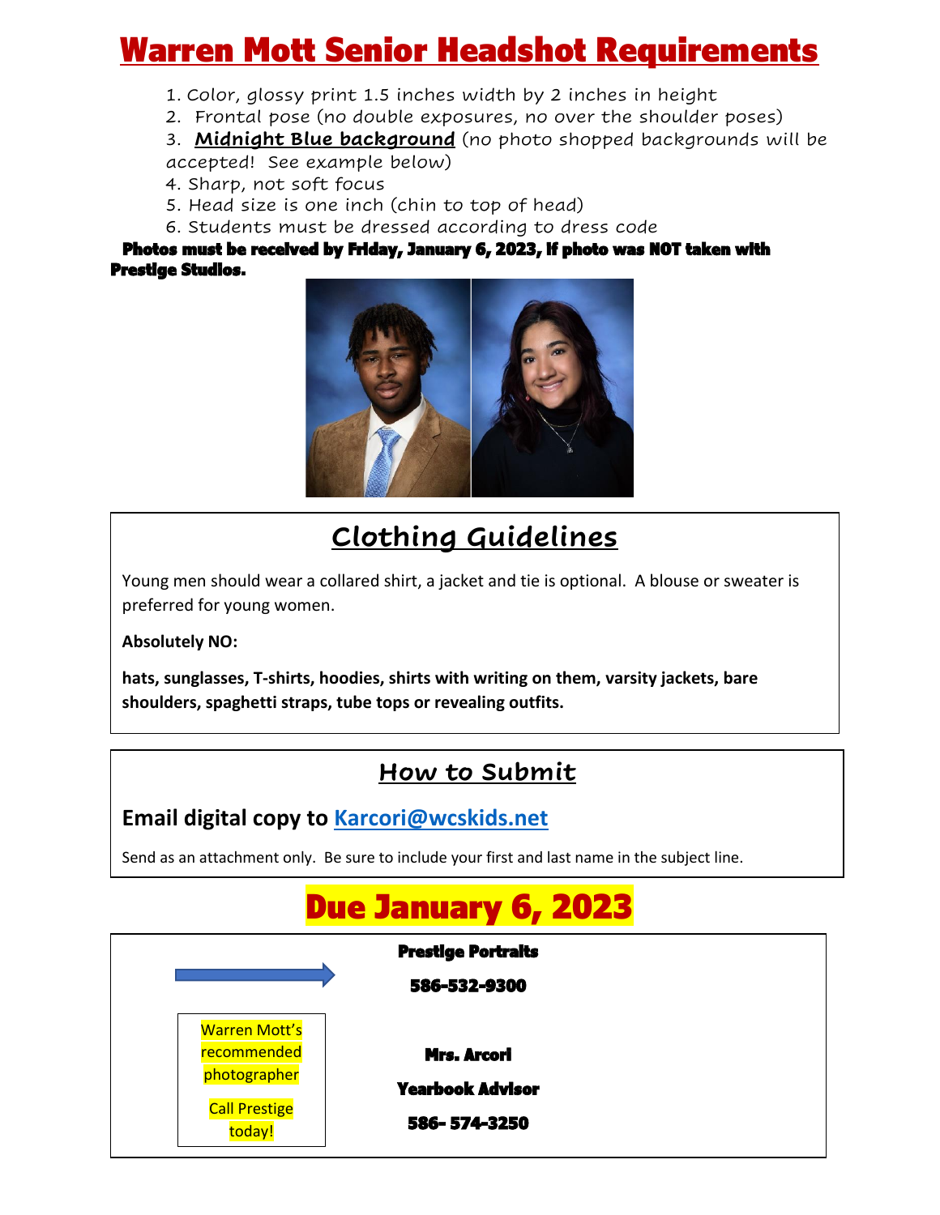# Warren Mott Senior Headshot Requirements

1. Color, glossy print 1.5 inches width by 2 inches in height
2. Frontal pose (no double exposures, no over the shoulder poses)
3. **Midnight Blue background** (no photo shopped backgrounds will be accepted! See example below)
4. Sharp, not soft focus
5. Head size is one inch (chin to top of head)
6. Students must be dressed according to dress code

**Photos must be received by Friday, January 6, 2023, If photo was NOT taken with Prestige Studios.**

## Clothing Guidelines

Young men should wear a collared shirt, a jacket and tie is optional. A blouse or sweater is preferred for young women.

**Absolutely NO:**

**hats, sunglasses, T-shirts, hoodies, shirts with writing on them, varsity jackets, bare shoulders, spaghetti straps, tube tops or revealing outfits.**

## How to Submit

**Email digital copy to Karcori@wcskids.net**

Send as an attachment only. Be sure to include your first and last name in the subject line.

# Due January 6, 2023

Warren Mott's recommended photographer

Call Prestige today!

**Prestige Portraits**

**586-532-9300**

**Mrs. Arcori**

**Yearbook Advisor**

**586- 574-3250**